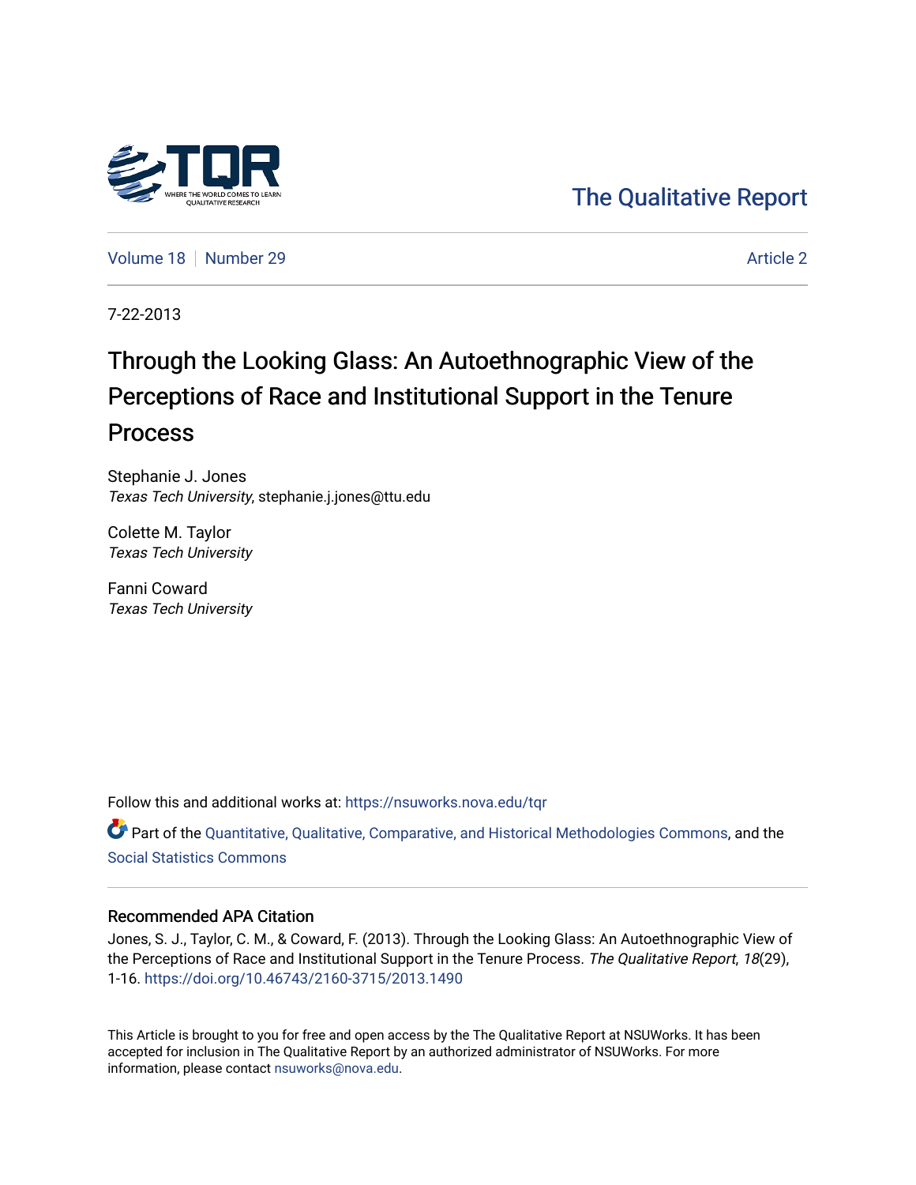The Qualitative Report

Volume 18 | Number 29 | Article 2

7-22-2013

# Through the Looking Glass: An Autoethnographic View of the Perceptions of Race and Institutional Support in the Tenure Process

Stephanie J. Jones
*Texas Tech University*, stephanie.j.jones@ttu.edu

Colette M. Taylor
*Texas Tech University*

Fanni Coward
*Texas Tech University*

Follow this and additional works at: https://nsuworks.nova.edu/tqr

Part of the Quantitative, Qualitative, Comparative, and Historical Methodologies Commons, and the Social Statistics Commons

## Recommended APA Citation

Jones, S. J., Taylor, C. M., & Coward, F. (2013). Through the Looking Glass: An Autoethnographic View of the Perceptions of Race and Institutional Support in the Tenure Process. *The Qualitative Report*, *18*(29), 1-16. https://doi.org/10.46743/2160-3715/2013.1490

This Article is brought to you for free and open access by the The Qualitative Report at NSUWorks. It has been accepted for inclusion in The Qualitative Report by an authorized administrator of NSUWorks. For more information, please contact nsuworks@nova.edu.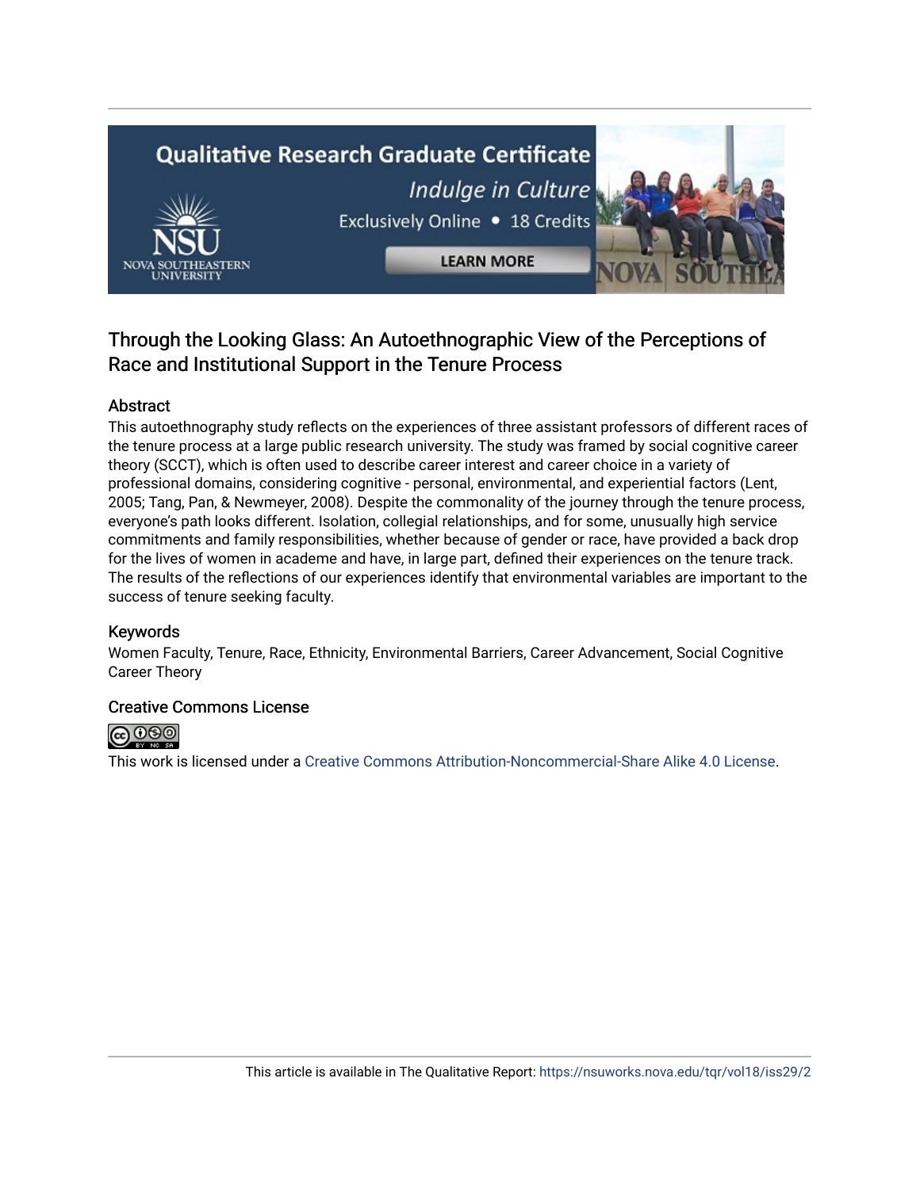# Through the Looking Glass: An Autoethnographic View of the Perceptions of Race and Institutional Support in the Tenure Process

## Abstract

This autoethnography study reflects on the experiences of three assistant professors of different races of the tenure process at a large public research university. The study was framed by social cognitive career theory (SCCT), which is often used to describe career interest and career choice in a variety of professional domains, considering cognitive - personal, environmental, and experiential factors (Lent, 2005; Tang, Pan, & Newmeyer, 2008). Despite the commonality of the journey through the tenure process, everyone's path looks different. Isolation, collegial relationships, and for some, unusually high service commitments and family responsibilities, whether because of gender or race, have provided a back drop for the lives of women in academe and have, in large part, defined their experiences on the tenure track. The results of the reflections of our experiences identify that environmental variables are important to the success of tenure seeking faculty.

## Keywords

Women Faculty, Tenure, Race, Ethnicity, Environmental Barriers, Career Advancement, Social Cognitive Career Theory

## Creative Commons License

This work is licensed under a Creative Commons Attribution-Noncommercial-Share Alike 4.0 License.

This article is available in The Qualitative Report: https://nsuworks.nova.edu/tqr/vol18/iss29/2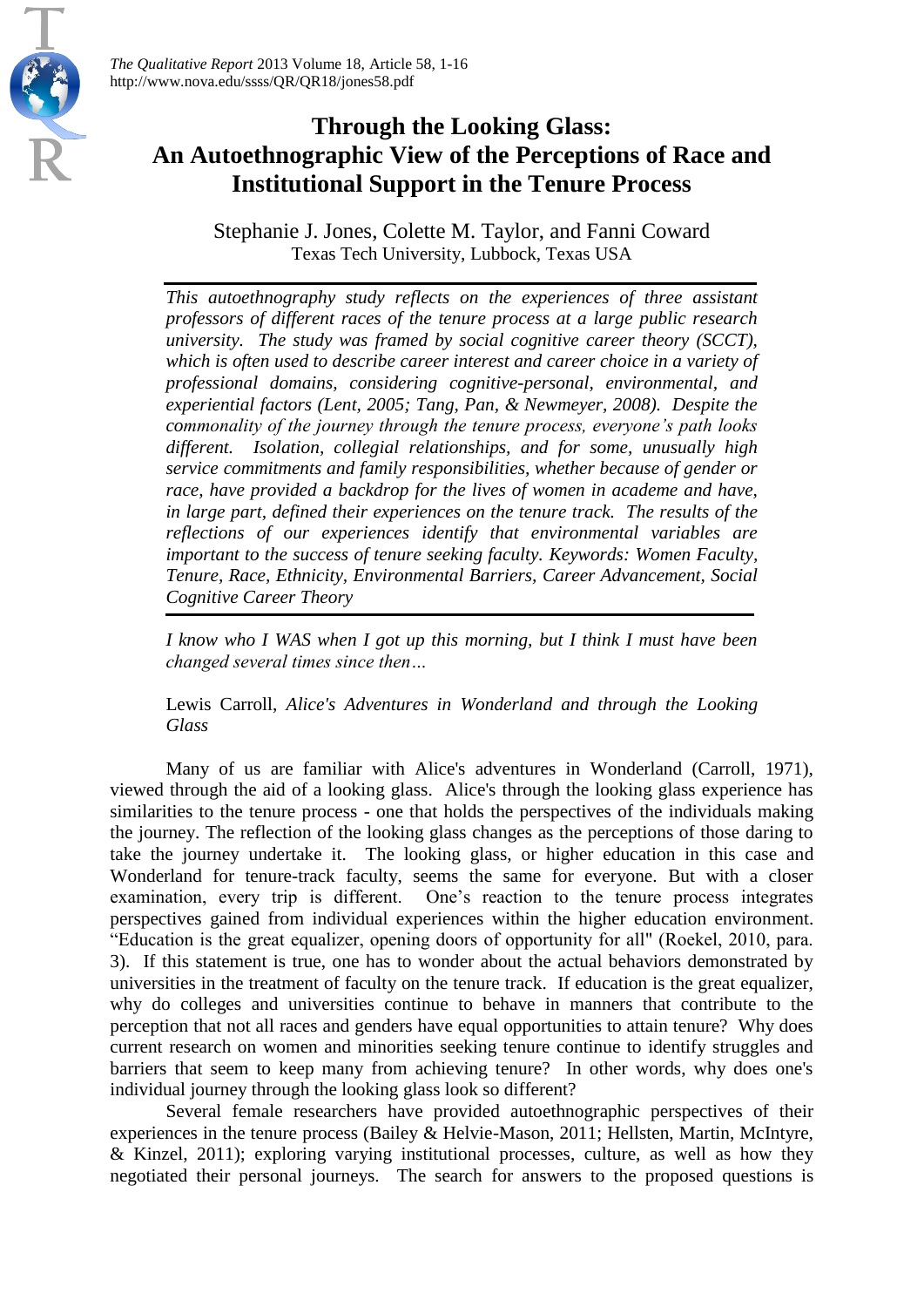# Through the Looking Glass: An Autoethnographic View of the Perceptions of Race and Institutional Support in the Tenure Process

Stephanie J. Jones, Colette M. Taylor, and Fanni Coward
Texas Tech University, Lubbock, Texas USA

*This autoethnography study reflects on the experiences of three assistant professors of different races of the tenure process at a large public research university. The study was framed by social cognitive career theory (SCCT), which is often used to describe career interest and career choice in a variety of professional domains, considering cognitive-personal, environmental, and experiential factors (Lent, 2005; Tang, Pan, & Newmeyer, 2008). Despite the commonality of the journey through the tenure process, everyone's path looks different. Isolation, collegial relationships, and for some, unusually high service commitments and family responsibilities, whether because of gender or race, have provided a backdrop for the lives of women in academe and have, in large part, defined their experiences on the tenure track. The results of the reflections of our experiences identify that environmental variables are important to the success of tenure seeking faculty. Keywords: Women Faculty, Tenure, Race, Ethnicity, Environmental Barriers, Career Advancement, Social Cognitive Career Theory*

> *I know who I WAS when I got up this morning, but I think I must have been changed several times since then…*
>
> Lewis Carroll, *Alice's Adventures in Wonderland and through the Looking Glass*

Many of us are familiar with Alice's adventures in Wonderland (Carroll, 1971), viewed through the aid of a looking glass. Alice's through the looking glass experience has similarities to the tenure process - one that holds the perspectives of the individuals making the journey. The reflection of the looking glass changes as the perceptions of those daring to take the journey undertake it. The looking glass, or higher education in this case and Wonderland for tenure-track faculty, seems the same for everyone. But with a closer examination, every trip is different. One's reaction to the tenure process integrates perspectives gained from individual experiences within the higher education environment. "Education is the great equalizer, opening doors of opportunity for all" (Roekel, 2010, para. 3). If this statement is true, one has to wonder about the actual behaviors demonstrated by universities in the treatment of faculty on the tenure track. If education is the great equalizer, why do colleges and universities continue to behave in manners that contribute to the perception that not all races and genders have equal opportunities to attain tenure? Why does current research on women and minorities seeking tenure continue to identify struggles and barriers that seem to keep many from achieving tenure? In other words, why does one's individual journey through the looking glass look so different?

Several female researchers have provided autoethnographic perspectives of their experiences in the tenure process (Bailey & Helvie-Mason, 2011; Hellsten, Martin, McIntyre, & Kinzel, 2011); exploring varying institutional processes, culture, as well as how they negotiated their personal journeys. The search for answers to the proposed questions is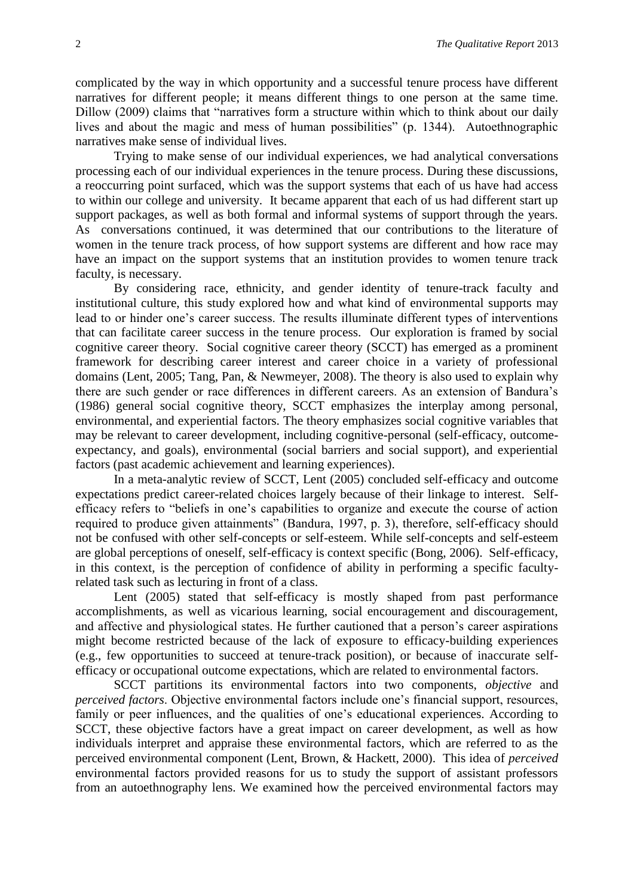complicated by the way in which opportunity and a successful tenure process have different narratives for different people; it means different things to one person at the same time. Dillow (2009) claims that "narratives form a structure within which to think about our daily lives and about the magic and mess of human possibilities" (p. 1344). Autoethnographic narratives make sense of individual lives.

Trying to make sense of our individual experiences, we had analytical conversations processing each of our individual experiences in the tenure process. During these discussions, a reoccurring point surfaced, which was the support systems that each of us have had access to within our college and university. It became apparent that each of us had different start up support packages, as well as both formal and informal systems of support through the years. As conversations continued, it was determined that our contributions to the literature of women in the tenure track process, of how support systems are different and how race may have an impact on the support systems that an institution provides to women tenure track faculty, is necessary.

By considering race, ethnicity, and gender identity of tenure-track faculty and institutional culture, this study explored how and what kind of environmental supports may lead to or hinder one's career success. The results illuminate different types of interventions that can facilitate career success in the tenure process. Our exploration is framed by social cognitive career theory. Social cognitive career theory (SCCT) has emerged as a prominent framework for describing career interest and career choice in a variety of professional domains (Lent, 2005; Tang, Pan, & Newmeyer, 2008). The theory is also used to explain why there are such gender or race differences in different careers. As an extension of Bandura's (1986) general social cognitive theory, SCCT emphasizes the interplay among personal, environmental, and experiential factors. The theory emphasizes social cognitive variables that may be relevant to career development, including cognitive-personal (self-efficacy, outcome-expectancy, and goals), environmental (social barriers and social support), and experiential factors (past academic achievement and learning experiences).

In a meta-analytic review of SCCT, Lent (2005) concluded self-efficacy and outcome expectations predict career-related choices largely because of their linkage to interest. Self-efficacy refers to "beliefs in one's capabilities to organize and execute the course of action required to produce given attainments" (Bandura, 1997, p. 3), therefore, self-efficacy should not be confused with other self-concepts or self-esteem. While self-concepts and self-esteem are global perceptions of oneself, self-efficacy is context specific (Bong, 2006). Self-efficacy, in this context, is the perception of confidence of ability in performing a specific faculty-related task such as lecturing in front of a class.

Lent (2005) stated that self-efficacy is mostly shaped from past performance accomplishments, as well as vicarious learning, social encouragement and discouragement, and affective and physiological states. He further cautioned that a person's career aspirations might become restricted because of the lack of exposure to efficacy-building experiences (e.g., few opportunities to succeed at tenure-track position), or because of inaccurate self-efficacy or occupational outcome expectations, which are related to environmental factors.

SCCT partitions its environmental factors into two components, *objective* and *perceived factors*. Objective environmental factors include one's financial support, resources, family or peer influences, and the qualities of one's educational experiences. According to SCCT, these objective factors have a great impact on career development, as well as how individuals interpret and appraise these environmental factors, which are referred to as the perceived environmental component (Lent, Brown, & Hackett, 2000). This idea of *perceived* environmental factors provided reasons for us to study the support of assistant professors from an autoethnography lens. We examined how the perceived environmental factors may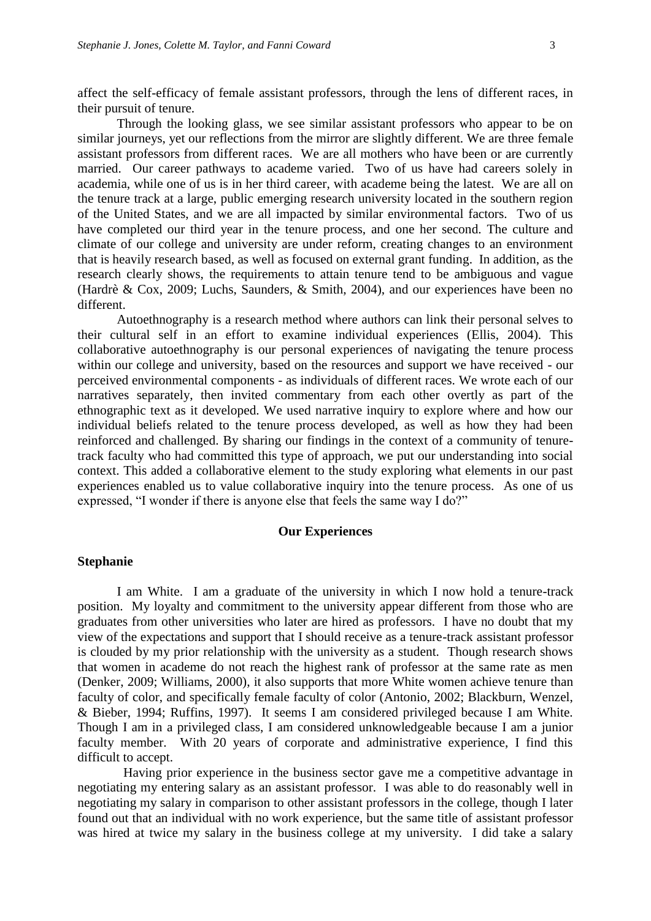affect the self-efficacy of female assistant professors, through the lens of different races, in their pursuit of tenure.

Through the looking glass, we see similar assistant professors who appear to be on similar journeys, yet our reflections from the mirror are slightly different. We are three female assistant professors from different races. We are all mothers who have been or are currently married. Our career pathways to academe varied. Two of us have had careers solely in academia, while one of us is in her third career, with academe being the latest. We are all on the tenure track at a large, public emerging research university located in the southern region of the United States, and we are all impacted by similar environmental factors. Two of us have completed our third year in the tenure process, and one her second. The culture and climate of our college and university are under reform, creating changes to an environment that is heavily research based, as well as focused on external grant funding. In addition, as the research clearly shows, the requirements to attain tenure tend to be ambiguous and vague (Hardrè & Cox, 2009; Luchs, Saunders, & Smith, 2004), and our experiences have been no different.

Autoethnography is a research method where authors can link their personal selves to their cultural self in an effort to examine individual experiences (Ellis, 2004). This collaborative autoethnography is our personal experiences of navigating the tenure process within our college and university, based on the resources and support we have received - our perceived environmental components - as individuals of different races. We wrote each of our narratives separately, then invited commentary from each other overtly as part of the ethnographic text as it developed. We used narrative inquiry to explore where and how our individual beliefs related to the tenure process developed, as well as how they had been reinforced and challenged. By sharing our findings in the context of a community of tenure-track faculty who had committed this type of approach, we put our understanding into social context. This added a collaborative element to the study exploring what elements in our past experiences enabled us to value collaborative inquiry into the tenure process. As one of us expressed, "I wonder if there is anyone else that feels the same way I do?"

## Our Experiences

### Stephanie

I am White. I am a graduate of the university in which I now hold a tenure-track position. My loyalty and commitment to the university appear different from those who are graduates from other universities who later are hired as professors. I have no doubt that my view of the expectations and support that I should receive as a tenure-track assistant professor is clouded by my prior relationship with the university as a student. Though research shows that women in academe do not reach the highest rank of professor at the same rate as men (Denker, 2009; Williams, 2000), it also supports that more White women achieve tenure than faculty of color, and specifically female faculty of color (Antonio, 2002; Blackburn, Wenzel, & Bieber, 1994; Ruffins, 1997). It seems I am considered privileged because I am White. Though I am in a privileged class, I am considered unknowledgeable because I am a junior faculty member. With 20 years of corporate and administrative experience, I find this difficult to accept.

Having prior experience in the business sector gave me a competitive advantage in negotiating my entering salary as an assistant professor. I was able to do reasonably well in negotiating my salary in comparison to other assistant professors in the college, though I later found out that an individual with no work experience, but the same title of assistant professor was hired at twice my salary in the business college at my university. I did take a salary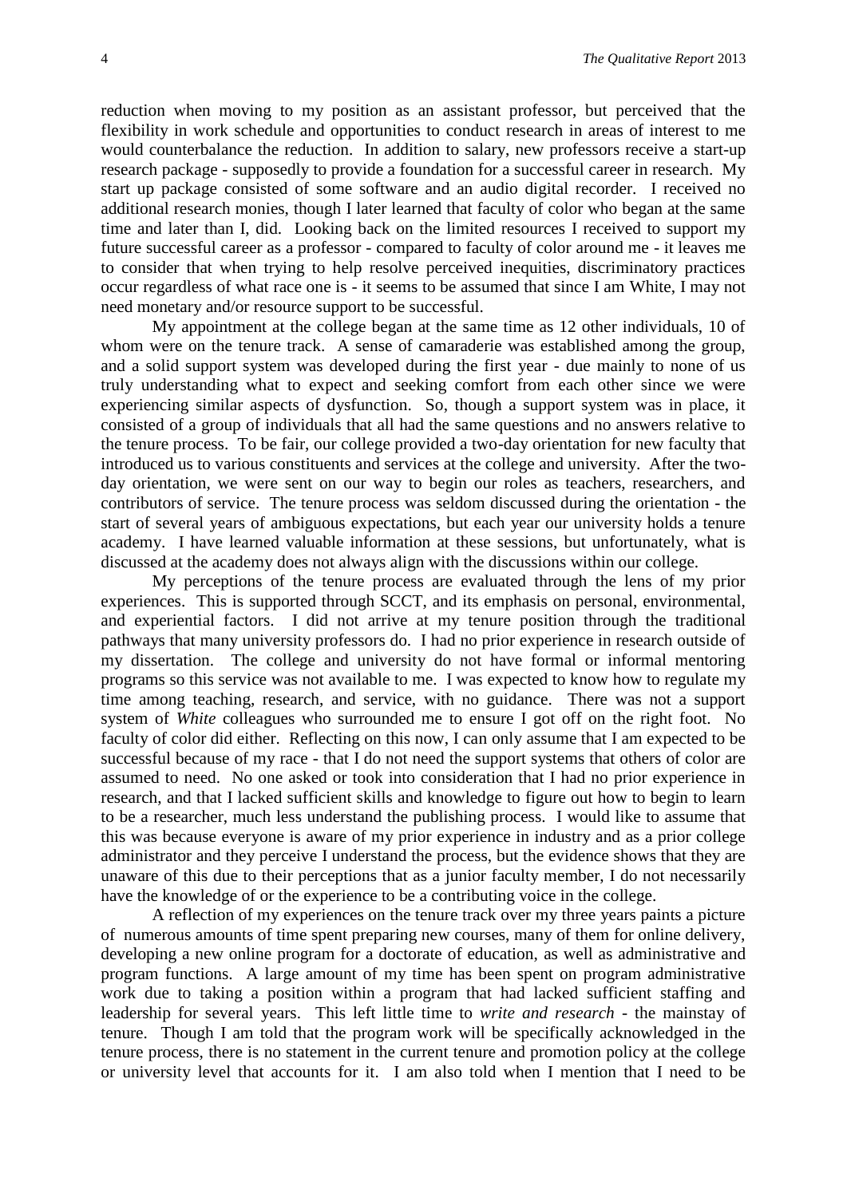reduction when moving to my position as an assistant professor, but perceived that the flexibility in work schedule and opportunities to conduct research in areas of interest to me would counterbalance the reduction. In addition to salary, new professors receive a start-up research package - supposedly to provide a foundation for a successful career in research. My start up package consisted of some software and an audio digital recorder. I received no additional research monies, though I later learned that faculty of color who began at the same time and later than I, did. Looking back on the limited resources I received to support my future successful career as a professor - compared to faculty of color around me - it leaves me to consider that when trying to help resolve perceived inequities, discriminatory practices occur regardless of what race one is - it seems to be assumed that since I am White, I may not need monetary and/or resource support to be successful.

My appointment at the college began at the same time as 12 other individuals, 10 of whom were on the tenure track. A sense of camaraderie was established among the group, and a solid support system was developed during the first year - due mainly to none of us truly understanding what to expect and seeking comfort from each other since we were experiencing similar aspects of dysfunction. So, though a support system was in place, it consisted of a group of individuals that all had the same questions and no answers relative to the tenure process. To be fair, our college provided a two-day orientation for new faculty that introduced us to various constituents and services at the college and university. After the two-day orientation, we were sent on our way to begin our roles as teachers, researchers, and contributors of service. The tenure process was seldom discussed during the orientation - the start of several years of ambiguous expectations, but each year our university holds a tenure academy. I have learned valuable information at these sessions, but unfortunately, what is discussed at the academy does not always align with the discussions within our college.

My perceptions of the tenure process are evaluated through the lens of my prior experiences. This is supported through SCCT, and its emphasis on personal, environmental, and experiential factors. I did not arrive at my tenure position through the traditional pathways that many university professors do. I had no prior experience in research outside of my dissertation. The college and university do not have formal or informal mentoring programs so this service was not available to me. I was expected to know how to regulate my time among teaching, research, and service, with no guidance. There was not a support system of *White* colleagues who surrounded me to ensure I got off on the right foot. No faculty of color did either. Reflecting on this now, I can only assume that I am expected to be successful because of my race - that I do not need the support systems that others of color are assumed to need. No one asked or took into consideration that I had no prior experience in research, and that I lacked sufficient skills and knowledge to figure out how to begin to learn to be a researcher, much less understand the publishing process. I would like to assume that this was because everyone is aware of my prior experience in industry and as a prior college administrator and they perceive I understand the process, but the evidence shows that they are unaware of this due to their perceptions that as a junior faculty member, I do not necessarily have the knowledge of or the experience to be a contributing voice in the college.

A reflection of my experiences on the tenure track over my three years paints a picture of numerous amounts of time spent preparing new courses, many of them for online delivery, developing a new online program for a doctorate of education, as well as administrative and program functions. A large amount of my time has been spent on program administrative work due to taking a position within a program that had lacked sufficient staffing and leadership for several years. This left little time to *write and research* - the mainstay of tenure. Though I am told that the program work will be specifically acknowledged in the tenure process, there is no statement in the current tenure and promotion policy at the college or university level that accounts for it. I am also told when I mention that I need to be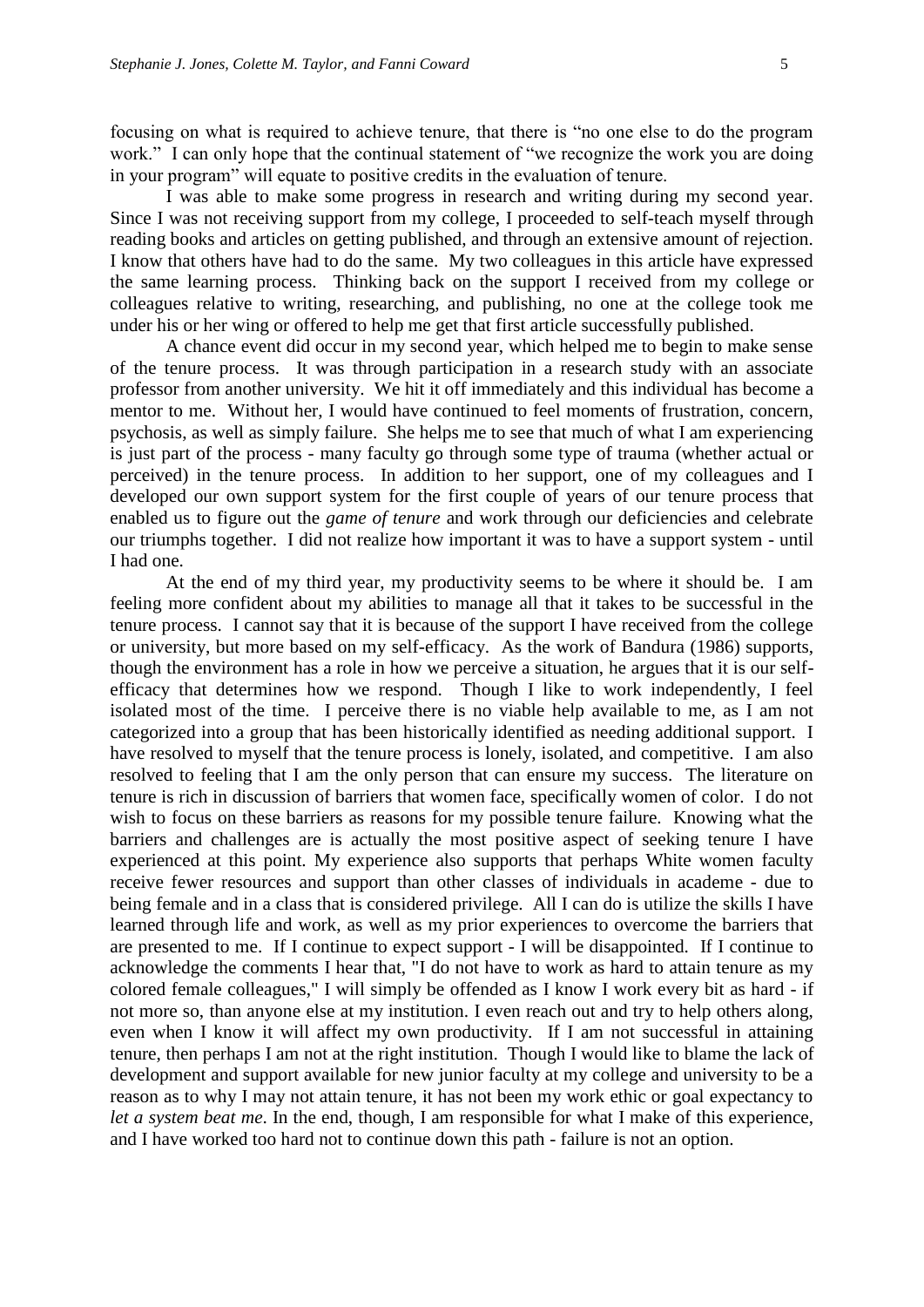focusing on what is required to achieve tenure, that there is "no one else to do the program work." I can only hope that the continual statement of "we recognize the work you are doing in your program" will equate to positive credits in the evaluation of tenure.

I was able to make some progress in research and writing during my second year. Since I was not receiving support from my college, I proceeded to self-teach myself through reading books and articles on getting published, and through an extensive amount of rejection. I know that others have had to do the same. My two colleagues in this article have expressed the same learning process. Thinking back on the support I received from my college or colleagues relative to writing, researching, and publishing, no one at the college took me under his or her wing or offered to help me get that first article successfully published.

A chance event did occur in my second year, which helped me to begin to make sense of the tenure process. It was through participation in a research study with an associate professor from another university. We hit it off immediately and this individual has become a mentor to me. Without her, I would have continued to feel moments of frustration, concern, psychosis, as well as simply failure. She helps me to see that much of what I am experiencing is just part of the process - many faculty go through some type of trauma (whether actual or perceived) in the tenure process. In addition to her support, one of my colleagues and I developed our own support system for the first couple of years of our tenure process that enabled us to figure out the *game of tenure* and work through our deficiencies and celebrate our triumphs together. I did not realize how important it was to have a support system - until I had one.

At the end of my third year, my productivity seems to be where it should be. I am feeling more confident about my abilities to manage all that it takes to be successful in the tenure process. I cannot say that it is because of the support I have received from the college or university, but more based on my self-efficacy. As the work of Bandura (1986) supports, though the environment has a role in how we perceive a situation, he argues that it is our self-efficacy that determines how we respond. Though I like to work independently, I feel isolated most of the time. I perceive there is no viable help available to me, as I am not categorized into a group that has been historically identified as needing additional support. I have resolved to myself that the tenure process is lonely, isolated, and competitive. I am also resolved to feeling that I am the only person that can ensure my success. The literature on tenure is rich in discussion of barriers that women face, specifically women of color. I do not wish to focus on these barriers as reasons for my possible tenure failure. Knowing what the barriers and challenges are is actually the most positive aspect of seeking tenure I have experienced at this point. My experience also supports that perhaps White women faculty receive fewer resources and support than other classes of individuals in academe - due to being female and in a class that is considered privilege. All I can do is utilize the skills I have learned through life and work, as well as my prior experiences to overcome the barriers that are presented to me. If I continue to expect support - I will be disappointed. If I continue to acknowledge the comments I hear that, "I do not have to work as hard to attain tenure as my colored female colleagues," I will simply be offended as I know I work every bit as hard - if not more so, than anyone else at my institution. I even reach out and try to help others along, even when I know it will affect my own productivity. If I am not successful in attaining tenure, then perhaps I am not at the right institution. Though I would like to blame the lack of development and support available for new junior faculty at my college and university to be a reason as to why I may not attain tenure, it has not been my work ethic or goal expectancy to *let a system beat me*. In the end, though, I am responsible for what I make of this experience, and I have worked too hard not to continue down this path - failure is not an option.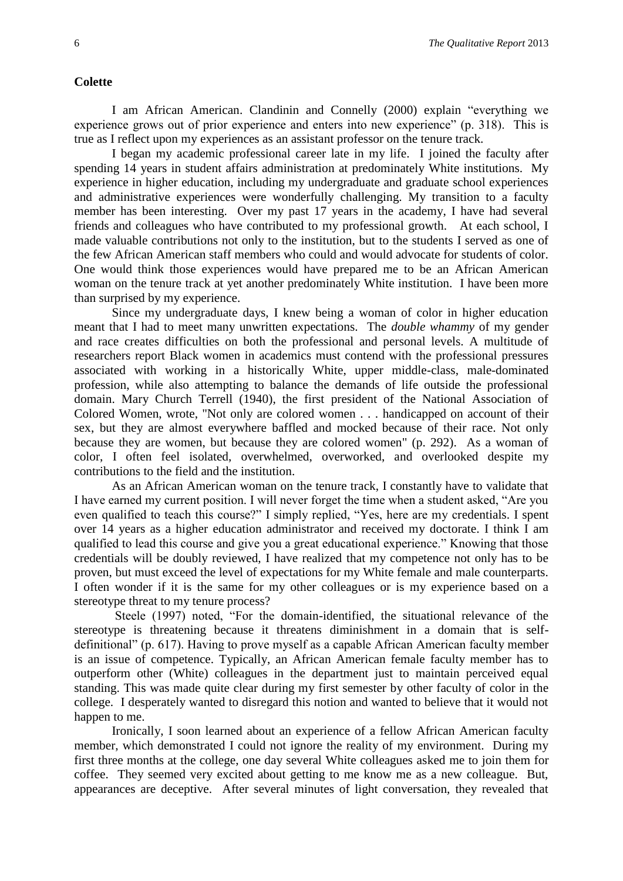**Colette**

I am African American. Clandinin and Connelly (2000) explain "everything we experience grows out of prior experience and enters into new experience" (p. 318). This is true as I reflect upon my experiences as an assistant professor on the tenure track.

I began my academic professional career late in my life. I joined the faculty after spending 14 years in student affairs administration at predominately White institutions. My experience in higher education, including my undergraduate and graduate school experiences and administrative experiences were wonderfully challenging. My transition to a faculty member has been interesting. Over my past 17 years in the academy, I have had several friends and colleagues who have contributed to my professional growth. At each school, I made valuable contributions not only to the institution, but to the students I served as one of the few African American staff members who could and would advocate for students of color. One would think those experiences would have prepared me to be an African American woman on the tenure track at yet another predominately White institution. I have been more than surprised by my experience.

Since my undergraduate days, I knew being a woman of color in higher education meant that I had to meet many unwritten expectations. The *double whammy* of my gender and race creates difficulties on both the professional and personal levels. A multitude of researchers report Black women in academics must contend with the professional pressures associated with working in a historically White, upper middle-class, male-dominated profession, while also attempting to balance the demands of life outside the professional domain. Mary Church Terrell (1940), the first president of the National Association of Colored Women, wrote, "Not only are colored women . . . handicapped on account of their sex, but they are almost everywhere baffled and mocked because of their race. Not only because they are women, but because they are colored women" (p. 292). As a woman of color, I often feel isolated, overwhelmed, overworked, and overlooked despite my contributions to the field and the institution.

As an African American woman on the tenure track, I constantly have to validate that I have earned my current position. I will never forget the time when a student asked, "Are you even qualified to teach this course?" I simply replied, "Yes, here are my credentials. I spent over 14 years as a higher education administrator and received my doctorate. I think I am qualified to lead this course and give you a great educational experience." Knowing that those credentials will be doubly reviewed, I have realized that my competence not only has to be proven, but must exceed the level of expectations for my White female and male counterparts. I often wonder if it is the same for my other colleagues or is my experience based on a stereotype threat to my tenure process?

Steele (1997) noted, "For the domain-identified, the situational relevance of the stereotype is threatening because it threatens diminishment in a domain that is self-definitional" (p. 617). Having to prove myself as a capable African American faculty member is an issue of competence. Typically, an African American female faculty member has to outperform other (White) colleagues in the department just to maintain perceived equal standing. This was made quite clear during my first semester by other faculty of color in the college. I desperately wanted to disregard this notion and wanted to believe that it would not happen to me.

Ironically, I soon learned about an experience of a fellow African American faculty member, which demonstrated I could not ignore the reality of my environment. During my first three months at the college, one day several White colleagues asked me to join them for coffee. They seemed very excited about getting to me know me as a new colleague. But, appearances are deceptive. After several minutes of light conversation, they revealed that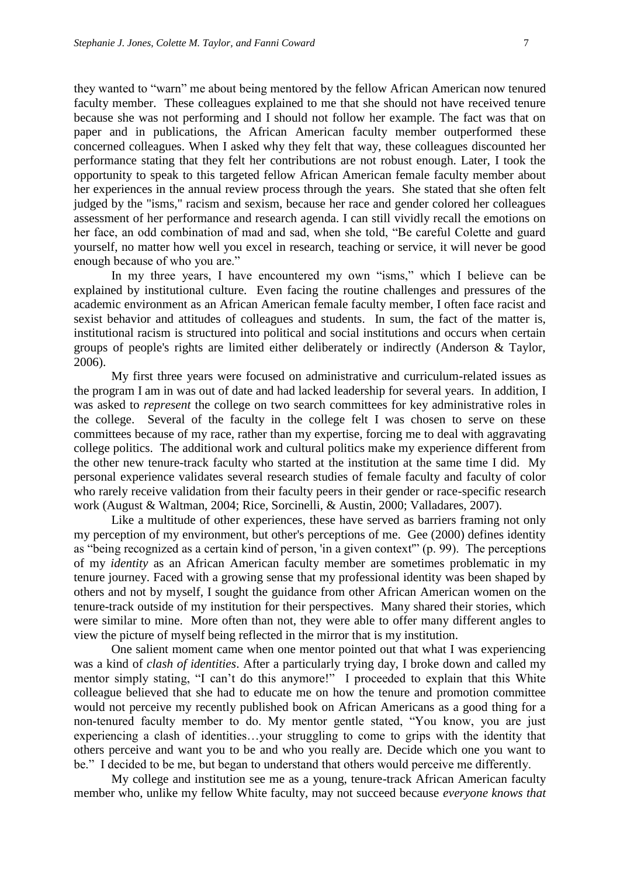they wanted to "warn" me about being mentored by the fellow African American now tenured faculty member. These colleagues explained to me that she should not have received tenure because she was not performing and I should not follow her example. The fact was that on paper and in publications, the African American faculty member outperformed these concerned colleagues. When I asked why they felt that way, these colleagues discounted her performance stating that they felt her contributions are not robust enough. Later, I took the opportunity to speak to this targeted fellow African American female faculty member about her experiences in the annual review process through the years. She stated that she often felt judged by the "isms," racism and sexism, because her race and gender colored her colleagues assessment of her performance and research agenda. I can still vividly recall the emotions on her face, an odd combination of mad and sad, when she told, "Be careful Colette and guard yourself, no matter how well you excel in research, teaching or service, it will never be good enough because of who you are."

In my three years, I have encountered my own "isms," which I believe can be explained by institutional culture. Even facing the routine challenges and pressures of the academic environment as an African American female faculty member, I often face racist and sexist behavior and attitudes of colleagues and students. In sum, the fact of the matter is, institutional racism is structured into political and social institutions and occurs when certain groups of people's rights are limited either deliberately or indirectly (Anderson & Taylor, 2006).

My first three years were focused on administrative and curriculum-related issues as the program I am in was out of date and had lacked leadership for several years. In addition, I was asked to *represent* the college on two search committees for key administrative roles in the college. Several of the faculty in the college felt I was chosen to serve on these committees because of my race, rather than my expertise, forcing me to deal with aggravating college politics. The additional work and cultural politics make my experience different from the other new tenure-track faculty who started at the institution at the same time I did. My personal experience validates several research studies of female faculty and faculty of color who rarely receive validation from their faculty peers in their gender or race-specific research work (August & Waltman, 2004; Rice, Sorcinelli, & Austin, 2000; Valladares, 2007).

Like a multitude of other experiences, these have served as barriers framing not only my perception of my environment, but other's perceptions of me. Gee (2000) defines identity as "being recognized as a certain kind of person, 'in a given context'" (p. 99). The perceptions of my *identity* as an African American faculty member are sometimes problematic in my tenure journey. Faced with a growing sense that my professional identity was been shaped by others and not by myself, I sought the guidance from other African American women on the tenure-track outside of my institution for their perspectives. Many shared their stories, which were similar to mine. More often than not, they were able to offer many different angles to view the picture of myself being reflected in the mirror that is my institution.

One salient moment came when one mentor pointed out that what I was experiencing was a kind of *clash of identities*. After a particularly trying day, I broke down and called my mentor simply stating, "I can't do this anymore!" I proceeded to explain that this White colleague believed that she had to educate me on how the tenure and promotion committee would not perceive my recently published book on African Americans as a good thing for a non-tenured faculty member to do. My mentor gentle stated, "You know, you are just experiencing a clash of identities…your struggling to come to grips with the identity that others perceive and want you to be and who you really are. Decide which one you want to be." I decided to be me, but began to understand that others would perceive me differently.

My college and institution see me as a young, tenure-track African American faculty member who, unlike my fellow White faculty, may not succeed because *everyone knows that*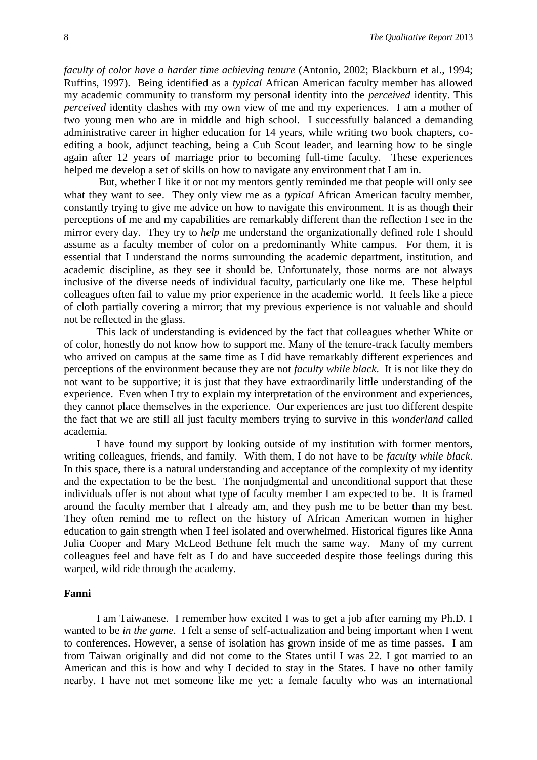*faculty of color have a harder time achieving tenure* (Antonio, 2002; Blackburn et al., 1994; Ruffins, 1997). Being identified as a *typical* African American faculty member has allowed my academic community to transform my personal identity into the *perceived* identity. This *perceived* identity clashes with my own view of me and my experiences. I am a mother of two young men who are in middle and high school. I successfully balanced a demanding administrative career in higher education for 14 years, while writing two book chapters, co-editing a book, adjunct teaching, being a Cub Scout leader, and learning how to be single again after 12 years of marriage prior to becoming full-time faculty. These experiences helped me develop a set of skills on how to navigate any environment that I am in.

But, whether I like it or not my mentors gently reminded me that people will only see what they want to see. They only view me as a *typical* African American faculty member, constantly trying to give me advice on how to navigate this environment. It is as though their perceptions of me and my capabilities are remarkably different than the reflection I see in the mirror every day. They try to *help* me understand the organizationally defined role I should assume as a faculty member of color on a predominantly White campus. For them, it is essential that I understand the norms surrounding the academic department, institution, and academic discipline, as they see it should be. Unfortunately, those norms are not always inclusive of the diverse needs of individual faculty, particularly one like me. These helpful colleagues often fail to value my prior experience in the academic world. It feels like a piece of cloth partially covering a mirror; that my previous experience is not valuable and should not be reflected in the glass.

This lack of understanding is evidenced by the fact that colleagues whether White or of color, honestly do not know how to support me. Many of the tenure-track faculty members who arrived on campus at the same time as I did have remarkably different experiences and perceptions of the environment because they are not *faculty while black*. It is not like they do not want to be supportive; it is just that they have extraordinarily little understanding of the experience. Even when I try to explain my interpretation of the environment and experiences, they cannot place themselves in the experience. Our experiences are just too different despite the fact that we are still all just faculty members trying to survive in this *wonderland* called academia.

I have found my support by looking outside of my institution with former mentors, writing colleagues, friends, and family. With them, I do not have to be *faculty while black*. In this space, there is a natural understanding and acceptance of the complexity of my identity and the expectation to be the best. The nonjudgmental and unconditional support that these individuals offer is not about what type of faculty member I am expected to be. It is framed around the faculty member that I already am, and they push me to be better than my best. They often remind me to reflect on the history of African American women in higher education to gain strength when I feel isolated and overwhelmed. Historical figures like Anna Julia Cooper and Mary McLeod Bethune felt much the same way. Many of my current colleagues feel and have felt as I do and have succeeded despite those feelings during this warped, wild ride through the academy.

**Fanni**

I am Taiwanese. I remember how excited I was to get a job after earning my Ph.D. I wanted to be *in the game*. I felt a sense of self-actualization and being important when I went to conferences. However, a sense of isolation has grown inside of me as time passes. I am from Taiwan originally and did not come to the States until I was 22. I got married to an American and this is how and why I decided to stay in the States. I have no other family nearby. I have not met someone like me yet: a female faculty who was an international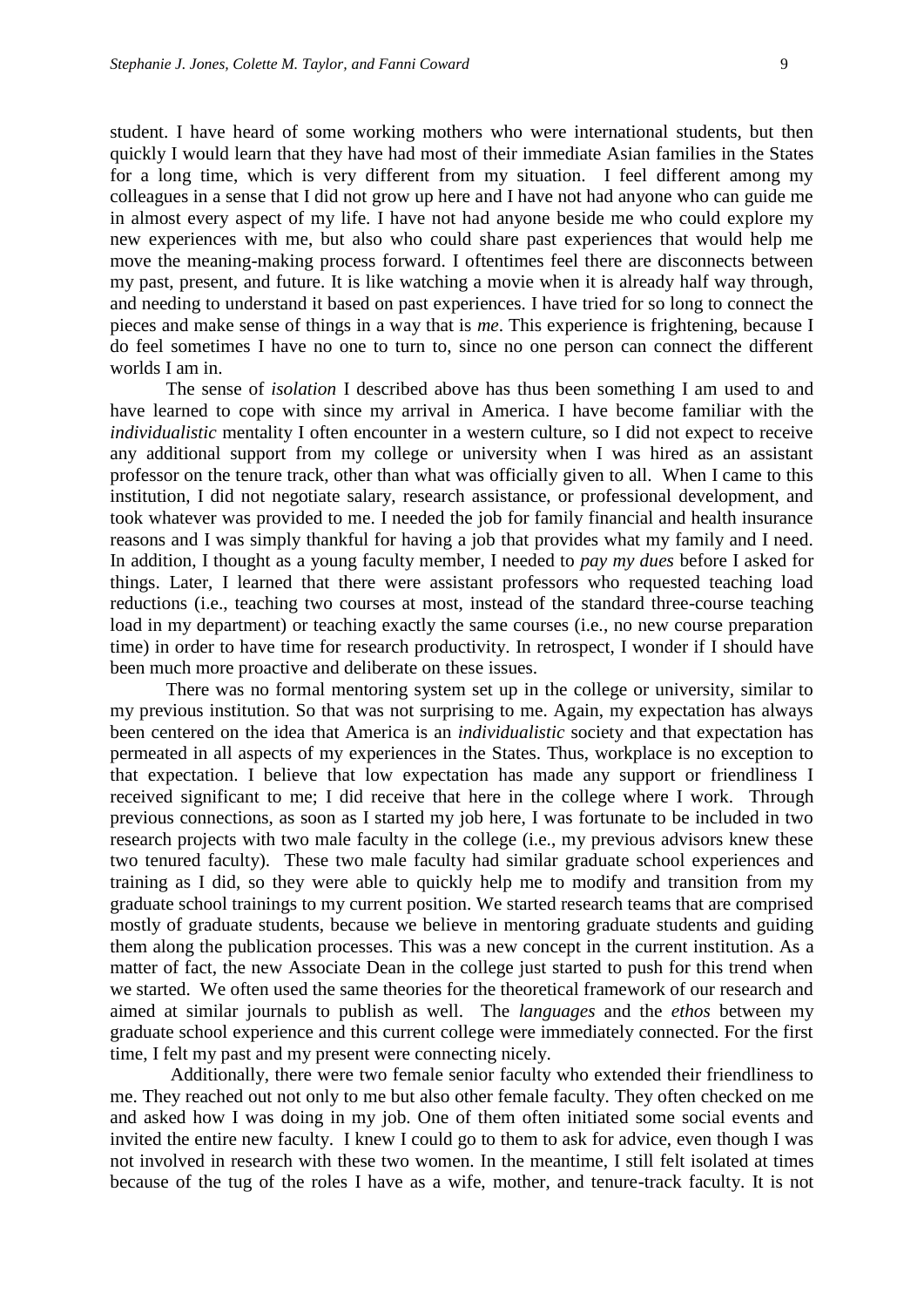student. I have heard of some working mothers who were international students, but then quickly I would learn that they have had most of their immediate Asian families in the States for a long time, which is very different from my situation. I feel different among my colleagues in a sense that I did not grow up here and I have not had anyone who can guide me in almost every aspect of my life. I have not had anyone beside me who could explore my new experiences with me, but also who could share past experiences that would help me move the meaning-making process forward. I oftentimes feel there are disconnects between my past, present, and future. It is like watching a movie when it is already half way through, and needing to understand it based on past experiences. I have tried for so long to connect the pieces and make sense of things in a way that is *me*. This experience is frightening, because I do feel sometimes I have no one to turn to, since no one person can connect the different worlds I am in.

The sense of *isolation* I described above has thus been something I am used to and have learned to cope with since my arrival in America. I have become familiar with the *individualistic* mentality I often encounter in a western culture, so I did not expect to receive any additional support from my college or university when I was hired as an assistant professor on the tenure track, other than what was officially given to all. When I came to this institution, I did not negotiate salary, research assistance, or professional development, and took whatever was provided to me. I needed the job for family financial and health insurance reasons and I was simply thankful for having a job that provides what my family and I need. In addition, I thought as a young faculty member, I needed to *pay my dues* before I asked for things. Later, I learned that there were assistant professors who requested teaching load reductions (i.e., teaching two courses at most, instead of the standard three-course teaching load in my department) or teaching exactly the same courses (i.e., no new course preparation time) in order to have time for research productivity. In retrospect, I wonder if I should have been much more proactive and deliberate on these issues.

There was no formal mentoring system set up in the college or university, similar to my previous institution. So that was not surprising to me. Again, my expectation has always been centered on the idea that America is an *individualistic* society and that expectation has permeated in all aspects of my experiences in the States. Thus, workplace is no exception to that expectation. I believe that low expectation has made any support or friendliness I received significant to me; I did receive that here in the college where I work. Through previous connections, as soon as I started my job here, I was fortunate to be included in two research projects with two male faculty in the college (i.e., my previous advisors knew these two tenured faculty). These two male faculty had similar graduate school experiences and training as I did, so they were able to quickly help me to modify and transition from my graduate school trainings to my current position. We started research teams that are comprised mostly of graduate students, because we believe in mentoring graduate students and guiding them along the publication processes. This was a new concept in the current institution. As a matter of fact, the new Associate Dean in the college just started to push for this trend when we started. We often used the same theories for the theoretical framework of our research and aimed at similar journals to publish as well. The *languages* and the *ethos* between my graduate school experience and this current college were immediately connected. For the first time, I felt my past and my present were connecting nicely.

Additionally, there were two female senior faculty who extended their friendliness to me. They reached out not only to me but also other female faculty. They often checked on me and asked how I was doing in my job. One of them often initiated some social events and invited the entire new faculty. I knew I could go to them to ask for advice, even though I was not involved in research with these two women. In the meantime, I still felt isolated at times because of the tug of the roles I have as a wife, mother, and tenure-track faculty. It is not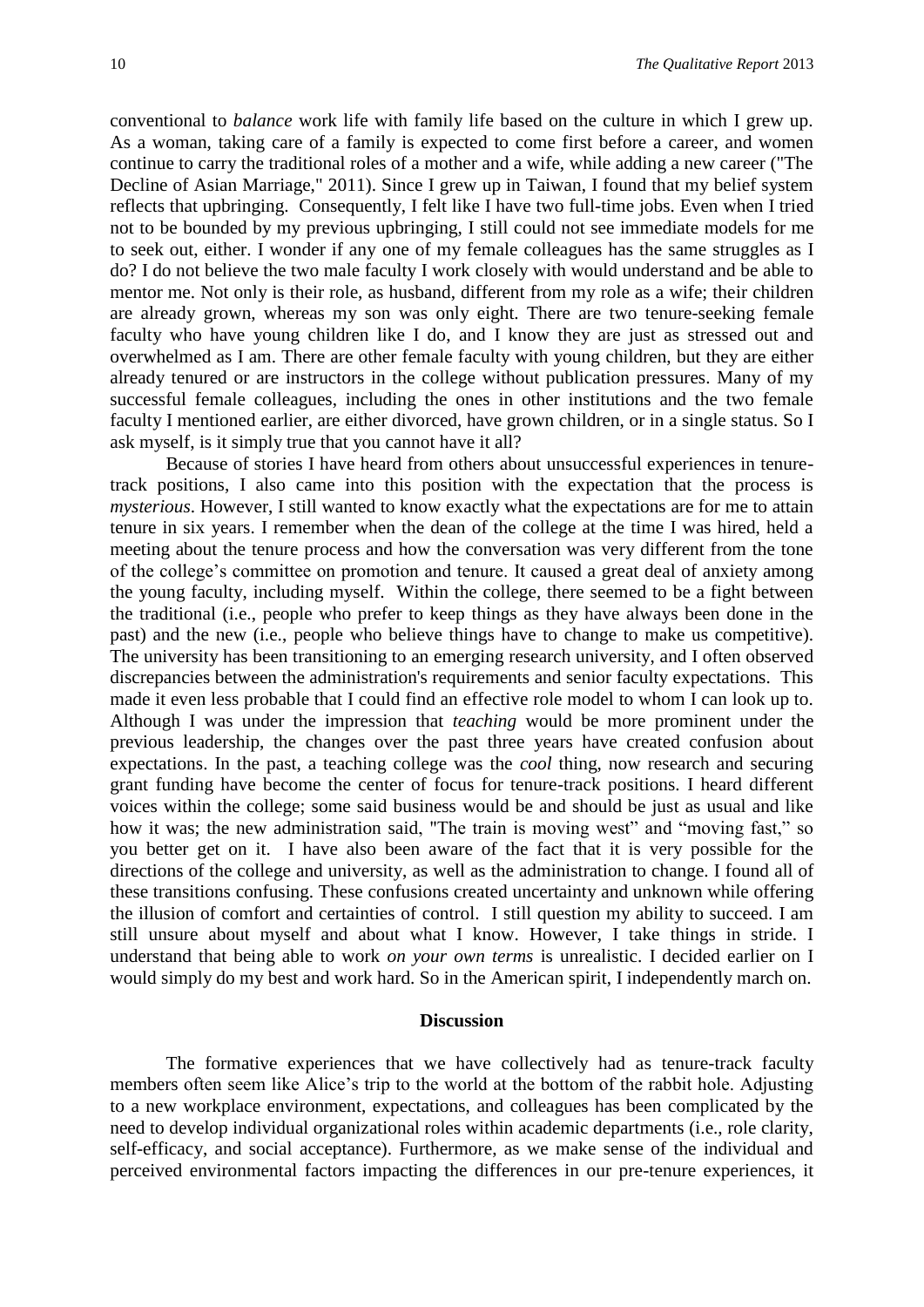conventional to *balance* work life with family life based on the culture in which I grew up. As a woman, taking care of a family is expected to come first before a career, and women continue to carry the traditional roles of a mother and a wife, while adding a new career ("The Decline of Asian Marriage," 2011). Since I grew up in Taiwan, I found that my belief system reflects that upbringing. Consequently, I felt like I have two full-time jobs. Even when I tried not to be bounded by my previous upbringing, I still could not see immediate models for me to seek out, either. I wonder if any one of my female colleagues has the same struggles as I do? I do not believe the two male faculty I work closely with would understand and be able to mentor me. Not only is their role, as husband, different from my role as a wife; their children are already grown, whereas my son was only eight. There are two tenure-seeking female faculty who have young children like I do, and I know they are just as stressed out and overwhelmed as I am. There are other female faculty with young children, but they are either already tenured or are instructors in the college without publication pressures. Many of my successful female colleagues, including the ones in other institutions and the two female faculty I mentioned earlier, are either divorced, have grown children, or in a single status. So I ask myself, is it simply true that you cannot have it all?

Because of stories I have heard from others about unsuccessful experiences in tenure-track positions, I also came into this position with the expectation that the process is *mysterious*. However, I still wanted to know exactly what the expectations are for me to attain tenure in six years. I remember when the dean of the college at the time I was hired, held a meeting about the tenure process and how the conversation was very different from the tone of the college's committee on promotion and tenure. It caused a great deal of anxiety among the young faculty, including myself. Within the college, there seemed to be a fight between the traditional (i.e., people who prefer to keep things as they have always been done in the past) and the new (i.e., people who believe things have to change to make us competitive). The university has been transitioning to an emerging research university, and I often observed discrepancies between the administration's requirements and senior faculty expectations. This made it even less probable that I could find an effective role model to whom I can look up to. Although I was under the impression that *teaching* would be more prominent under the previous leadership, the changes over the past three years have created confusion about expectations. In the past, a teaching college was the *cool* thing, now research and securing grant funding have become the center of focus for tenure-track positions. I heard different voices within the college; some said business would be and should be just as usual and like how it was; the new administration said, "The train is moving west" and "moving fast," so you better get on it. I have also been aware of the fact that it is very possible for the directions of the college and university, as well as the administration to change. I found all of these transitions confusing. These confusions created uncertainty and unknown while offering the illusion of comfort and certainties of control. I still question my ability to succeed. I am still unsure about myself and about what I know. However, I take things in stride. I understand that being able to work *on your own terms* is unrealistic. I decided earlier on I would simply do my best and work hard. So in the American spirit, I independently march on.

## Discussion

The formative experiences that we have collectively had as tenure-track faculty members often seem like Alice's trip to the world at the bottom of the rabbit hole. Adjusting to a new workplace environment, expectations, and colleagues has been complicated by the need to develop individual organizational roles within academic departments (i.e., role clarity, self-efficacy, and social acceptance). Furthermore, as we make sense of the individual and perceived environmental factors impacting the differences in our pre-tenure experiences, it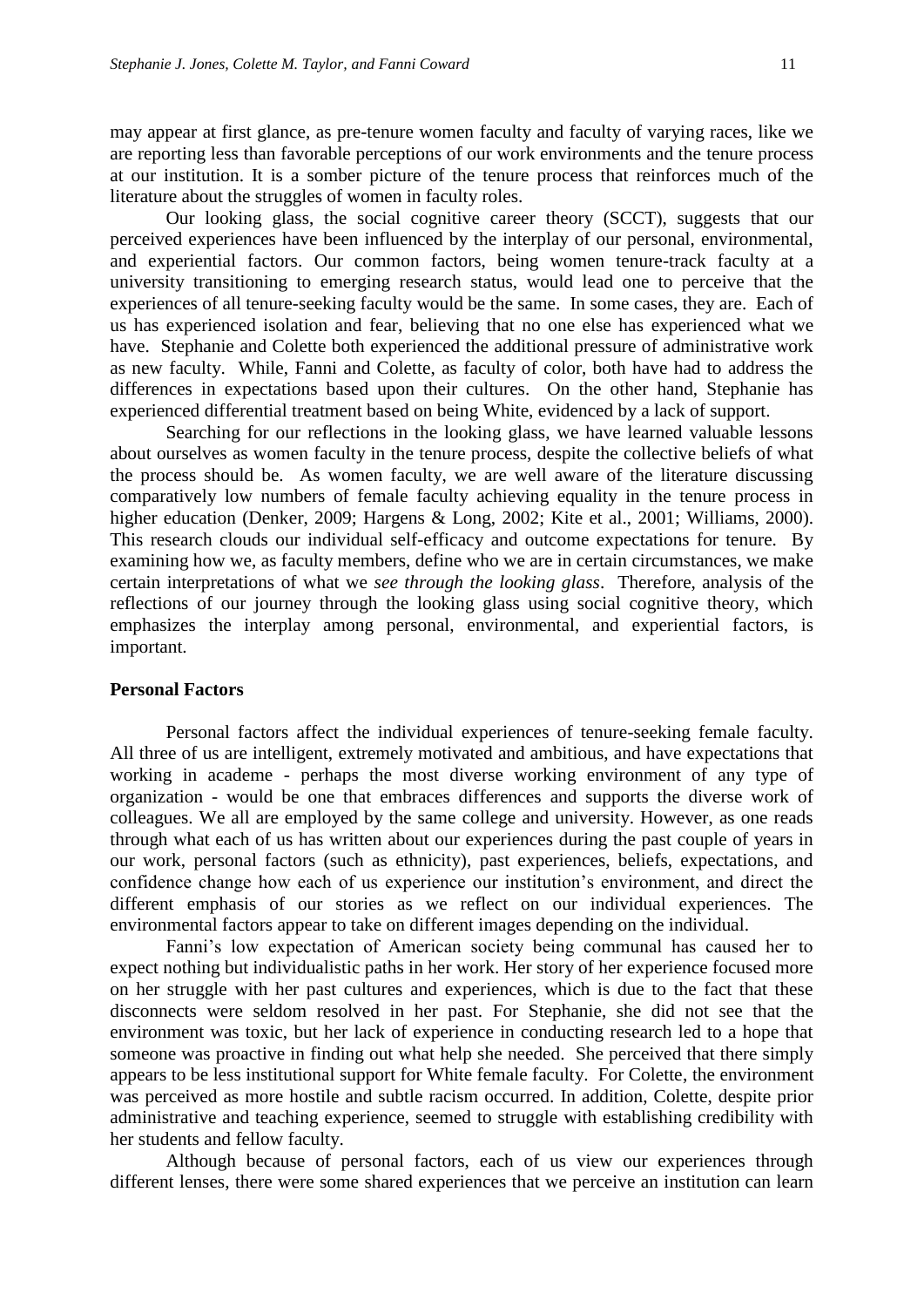may appear at first glance, as pre-tenure women faculty and faculty of varying races, like we are reporting less than favorable perceptions of our work environments and the tenure process at our institution. It is a somber picture of the tenure process that reinforces much of the literature about the struggles of women in faculty roles.

Our looking glass, the social cognitive career theory (SCCT), suggests that our perceived experiences have been influenced by the interplay of our personal, environmental, and experiential factors. Our common factors, being women tenure-track faculty at a university transitioning to emerging research status, would lead one to perceive that the experiences of all tenure-seeking faculty would be the same. In some cases, they are. Each of us has experienced isolation and fear, believing that no one else has experienced what we have. Stephanie and Colette both experienced the additional pressure of administrative work as new faculty. While, Fanni and Colette, as faculty of color, both have had to address the differences in expectations based upon their cultures. On the other hand, Stephanie has experienced differential treatment based on being White, evidenced by a lack of support.

Searching for our reflections in the looking glass, we have learned valuable lessons about ourselves as women faculty in the tenure process, despite the collective beliefs of what the process should be. As women faculty, we are well aware of the literature discussing comparatively low numbers of female faculty achieving equality in the tenure process in higher education (Denker, 2009; Hargens & Long, 2002; Kite et al., 2001; Williams, 2000). This research clouds our individual self-efficacy and outcome expectations for tenure. By examining how we, as faculty members, define who we are in certain circumstances, we make certain interpretations of what we *see through the looking glass*. Therefore, analysis of the reflections of our journey through the looking glass using social cognitive theory, which emphasizes the interplay among personal, environmental, and experiential factors, is important.

**Personal Factors**

Personal factors affect the individual experiences of tenure-seeking female faculty. All three of us are intelligent, extremely motivated and ambitious, and have expectations that working in academe - perhaps the most diverse working environment of any type of organization - would be one that embraces differences and supports the diverse work of colleagues. We all are employed by the same college and university. However, as one reads through what each of us has written about our experiences during the past couple of years in our work, personal factors (such as ethnicity), past experiences, beliefs, expectations, and confidence change how each of us experience our institution's environment, and direct the different emphasis of our stories as we reflect on our individual experiences. The environmental factors appear to take on different images depending on the individual.

Fanni's low expectation of American society being communal has caused her to expect nothing but individualistic paths in her work. Her story of her experience focused more on her struggle with her past cultures and experiences, which is due to the fact that these disconnects were seldom resolved in her past. For Stephanie, she did not see that the environment was toxic, but her lack of experience in conducting research led to a hope that someone was proactive in finding out what help she needed. She perceived that there simply appears to be less institutional support for White female faculty. For Colette, the environment was perceived as more hostile and subtle racism occurred. In addition, Colette, despite prior administrative and teaching experience, seemed to struggle with establishing credibility with her students and fellow faculty.

Although because of personal factors, each of us view our experiences through different lenses, there were some shared experiences that we perceive an institution can learn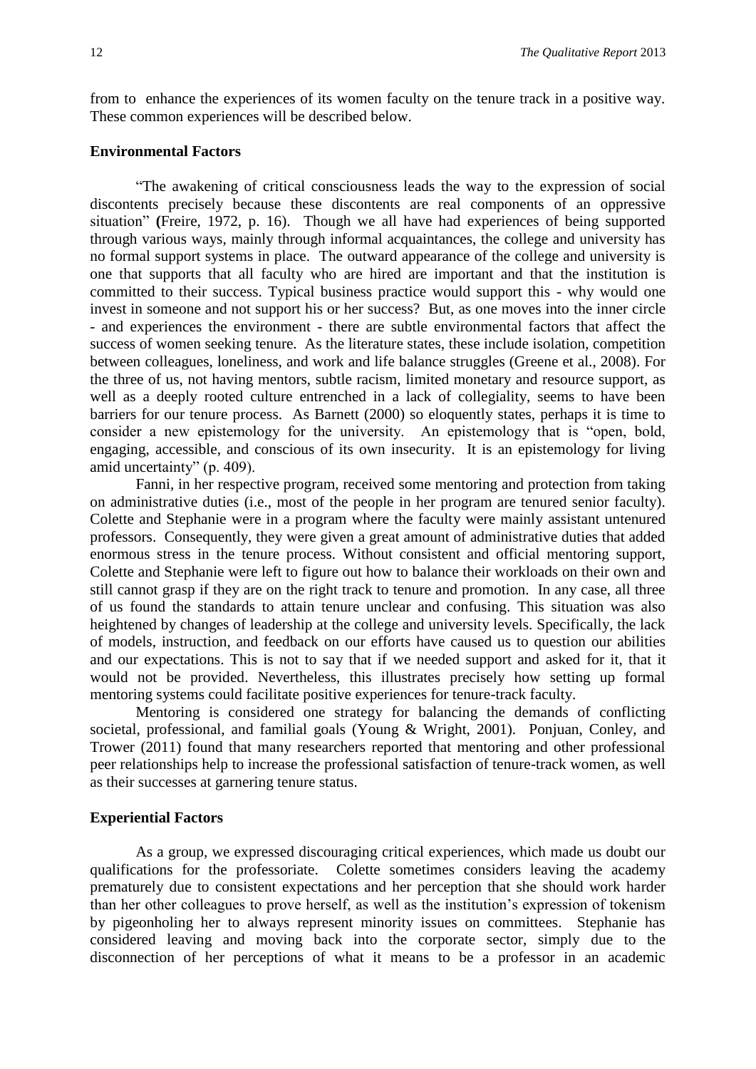from to enhance the experiences of its women faculty on the tenure track in a positive way. These common experiences will be described below.

### Environmental Factors

"The awakening of critical consciousness leads the way to the expression of social discontents precisely because these discontents are real components of an oppressive situation" (Freire, 1972, p. 16). Though we all have had experiences of being supported through various ways, mainly through informal acquaintances, the college and university has no formal support systems in place. The outward appearance of the college and university is one that supports that all faculty who are hired are important and that the institution is committed to their success. Typical business practice would support this - why would one invest in someone and not support his or her success? But, as one moves into the inner circle - and experiences the environment - there are subtle environmental factors that affect the success of women seeking tenure. As the literature states, these include isolation, competition between colleagues, loneliness, and work and life balance struggles (Greene et al., 2008). For the three of us, not having mentors, subtle racism, limited monetary and resource support, as well as a deeply rooted culture entrenched in a lack of collegiality, seems to have been barriers for our tenure process. As Barnett (2000) so eloquently states, perhaps it is time to consider a new epistemology for the university. An epistemology that is "open, bold, engaging, accessible, and conscious of its own insecurity. It is an epistemology for living amid uncertainty" (p. 409).

Fanni, in her respective program, received some mentoring and protection from taking on administrative duties (i.e., most of the people in her program are tenured senior faculty). Colette and Stephanie were in a program where the faculty were mainly assistant untenured professors. Consequently, they were given a great amount of administrative duties that added enormous stress in the tenure process. Without consistent and official mentoring support, Colette and Stephanie were left to figure out how to balance their workloads on their own and still cannot grasp if they are on the right track to tenure and promotion. In any case, all three of us found the standards to attain tenure unclear and confusing. This situation was also heightened by changes of leadership at the college and university levels. Specifically, the lack of models, instruction, and feedback on our efforts have caused us to question our abilities and our expectations. This is not to say that if we needed support and asked for it, that it would not be provided. Nevertheless, this illustrates precisely how setting up formal mentoring systems could facilitate positive experiences for tenure-track faculty.

Mentoring is considered one strategy for balancing the demands of conflicting societal, professional, and familial goals (Young & Wright, 2001). Ponjuan, Conley, and Trower (2011) found that many researchers reported that mentoring and other professional peer relationships help to increase the professional satisfaction of tenure-track women, as well as their successes at garnering tenure status.

### Experiential Factors

As a group, we expressed discouraging critical experiences, which made us doubt our qualifications for the professoriate. Colette sometimes considers leaving the academy prematurely due to consistent expectations and her perception that she should work harder than her other colleagues to prove herself, as well as the institution's expression of tokenism by pigeonholing her to always represent minority issues on committees. Stephanie has considered leaving and moving back into the corporate sector, simply due to the disconnection of her perceptions of what it means to be a professor in an academic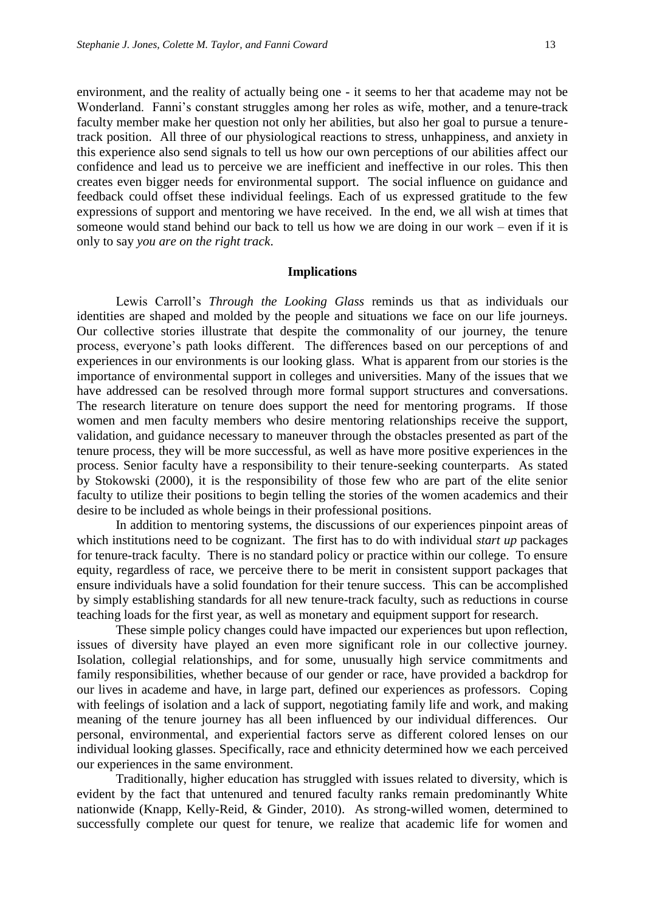environment, and the reality of actually being one - it seems to her that academe may not be Wonderland. Fanni's constant struggles among her roles as wife, mother, and a tenure-track faculty member make her question not only her abilities, but also her goal to pursue a tenure-track position. All three of our physiological reactions to stress, unhappiness, and anxiety in this experience also send signals to tell us how our own perceptions of our abilities affect our confidence and lead us to perceive we are inefficient and ineffective in our roles. This then creates even bigger needs for environmental support. The social influence on guidance and feedback could offset these individual feelings. Each of us expressed gratitude to the few expressions of support and mentoring we have received. In the end, we all wish at times that someone would stand behind our back to tell us how we are doing in our work – even if it is only to say *you are on the right track*.

## Implications

Lewis Carroll's *Through the Looking Glass* reminds us that as individuals our identities are shaped and molded by the people and situations we face on our life journeys. Our collective stories illustrate that despite the commonality of our journey, the tenure process, everyone's path looks different. The differences based on our perceptions of and experiences in our environments is our looking glass. What is apparent from our stories is the importance of environmental support in colleges and universities. Many of the issues that we have addressed can be resolved through more formal support structures and conversations. The research literature on tenure does support the need for mentoring programs. If those women and men faculty members who desire mentoring relationships receive the support, validation, and guidance necessary to maneuver through the obstacles presented as part of the tenure process, they will be more successful, as well as have more positive experiences in the process. Senior faculty have a responsibility to their tenure-seeking counterparts. As stated by Stokowski (2000), it is the responsibility of those few who are part of the elite senior faculty to utilize their positions to begin telling the stories of the women academics and their desire to be included as whole beings in their professional positions.

In addition to mentoring systems, the discussions of our experiences pinpoint areas of which institutions need to be cognizant. The first has to do with individual *start up* packages for tenure-track faculty. There is no standard policy or practice within our college. To ensure equity, regardless of race, we perceive there to be merit in consistent support packages that ensure individuals have a solid foundation for their tenure success. This can be accomplished by simply establishing standards for all new tenure-track faculty, such as reductions in course teaching loads for the first year, as well as monetary and equipment support for research.

These simple policy changes could have impacted our experiences but upon reflection, issues of diversity have played an even more significant role in our collective journey. Isolation, collegial relationships, and for some, unusually high service commitments and family responsibilities, whether because of our gender or race, have provided a backdrop for our lives in academe and have, in large part, defined our experiences as professors. Coping with feelings of isolation and a lack of support, negotiating family life and work, and making meaning of the tenure journey has all been influenced by our individual differences. Our personal, environmental, and experiential factors serve as different colored lenses on our individual looking glasses. Specifically, race and ethnicity determined how we each perceived our experiences in the same environment.

Traditionally, higher education has struggled with issues related to diversity, which is evident by the fact that untenured and tenured faculty ranks remain predominantly White nationwide (Knapp, Kelly-Reid, & Ginder, 2010). As strong-willed women, determined to successfully complete our quest for tenure, we realize that academic life for women and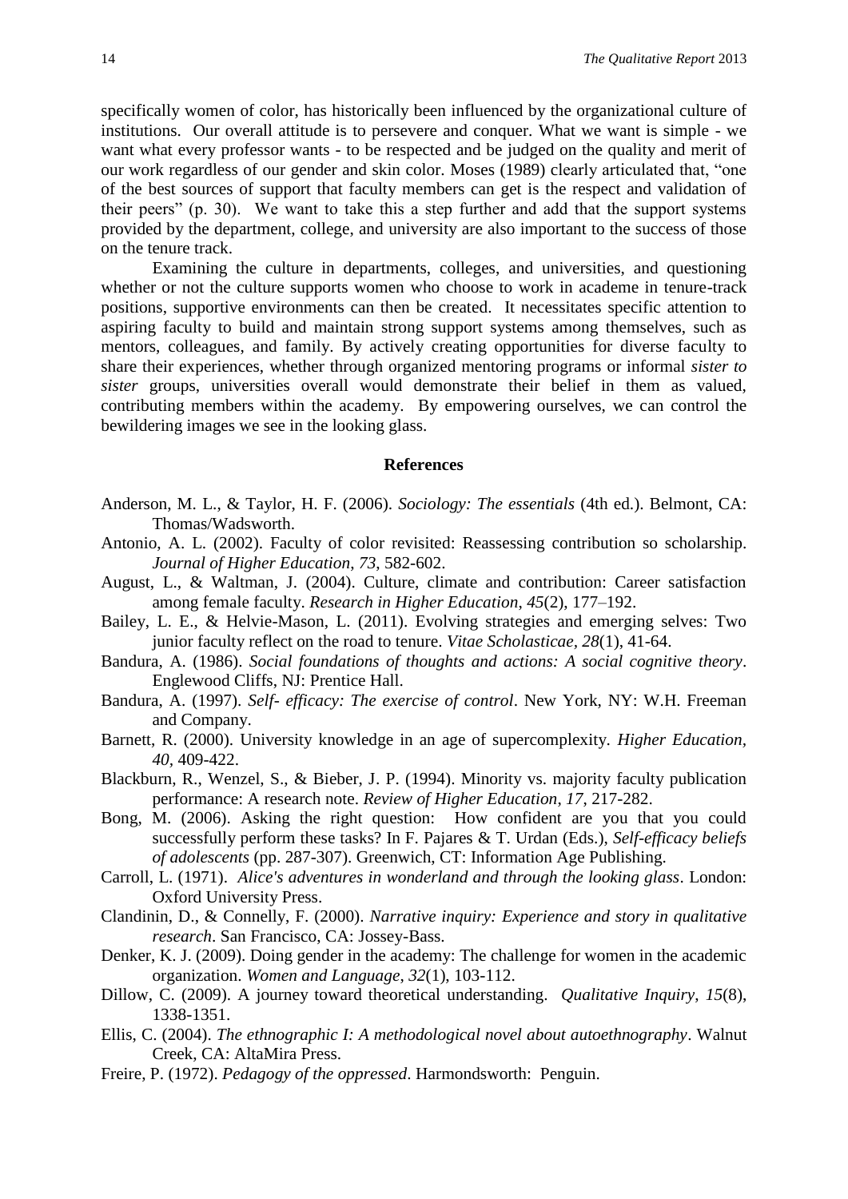specifically women of color, has historically been influenced by the organizational culture of institutions. Our overall attitude is to persevere and conquer. What we want is simple - we want what every professor wants - to be respected and be judged on the quality and merit of our work regardless of our gender and skin color. Moses (1989) clearly articulated that, "one of the best sources of support that faculty members can get is the respect and validation of their peers" (p. 30). We want to take this a step further and add that the support systems provided by the department, college, and university are also important to the success of those on the tenure track.

Examining the culture in departments, colleges, and universities, and questioning whether or not the culture supports women who choose to work in academe in tenure-track positions, supportive environments can then be created. It necessitates specific attention to aspiring faculty to build and maintain strong support systems among themselves, such as mentors, colleagues, and family. By actively creating opportunities for diverse faculty to share their experiences, whether through organized mentoring programs or informal *sister to sister* groups, universities overall would demonstrate their belief in them as valued, contributing members within the academy. By empowering ourselves, we can control the bewildering images we see in the looking glass.

## References

Anderson, M. L., & Taylor, H. F. (2006). *Sociology: The essentials* (4th ed.). Belmont, CA: Thomas/Wadsworth.

Antonio, A. L. (2002). Faculty of color revisited: Reassessing contribution so scholarship. *Journal of Higher Education*, *73*, 582-602.

August, L., & Waltman, J. (2004). Culture, climate and contribution: Career satisfaction among female faculty. *Research in Higher Education*, *45*(2), 177–192.

Bailey, L. E., & Helvie-Mason, L. (2011). Evolving strategies and emerging selves: Two junior faculty reflect on the road to tenure. *Vitae Scholasticae*, *28*(1), 41-64.

Bandura, A. (1986). *Social foundations of thoughts and actions: A social cognitive theory*. Englewood Cliffs, NJ: Prentice Hall.

Bandura, A. (1997). *Self- efficacy: The exercise of control*. New York, NY: W.H. Freeman and Company.

Barnett, R. (2000). University knowledge in an age of supercomplexity. *Higher Education*, *40*, 409-422.

Blackburn, R., Wenzel, S., & Bieber, J. P. (1994). Minority vs. majority faculty publication performance: A research note. *Review of Higher Education*, *17*, 217-282.

Bong, M. (2006). Asking the right question: How confident are you that you could successfully perform these tasks? In F. Pajares & T. Urdan (Eds.), *Self-efficacy beliefs of adolescents* (pp. 287-307). Greenwich, CT: Information Age Publishing.

Carroll, L. (1971). *Alice's adventures in wonderland and through the looking glass*. London: Oxford University Press.

Clandinin, D., & Connelly, F. (2000). *Narrative inquiry: Experience and story in qualitative research*. San Francisco, CA: Jossey-Bass.

Denker, K. J. (2009). Doing gender in the academy: The challenge for women in the academic organization. *Women and Language*, *32*(1), 103-112.

Dillow, C. (2009). A journey toward theoretical understanding. *Qualitative Inquiry*, *15*(8), 1338-1351.

Ellis, C. (2004). *The ethnographic I: A methodological novel about autoethnography*. Walnut Creek, CA: AltaMira Press.

Freire, P. (1972). *Pedagogy of the oppressed*. Harmondsworth: Penguin.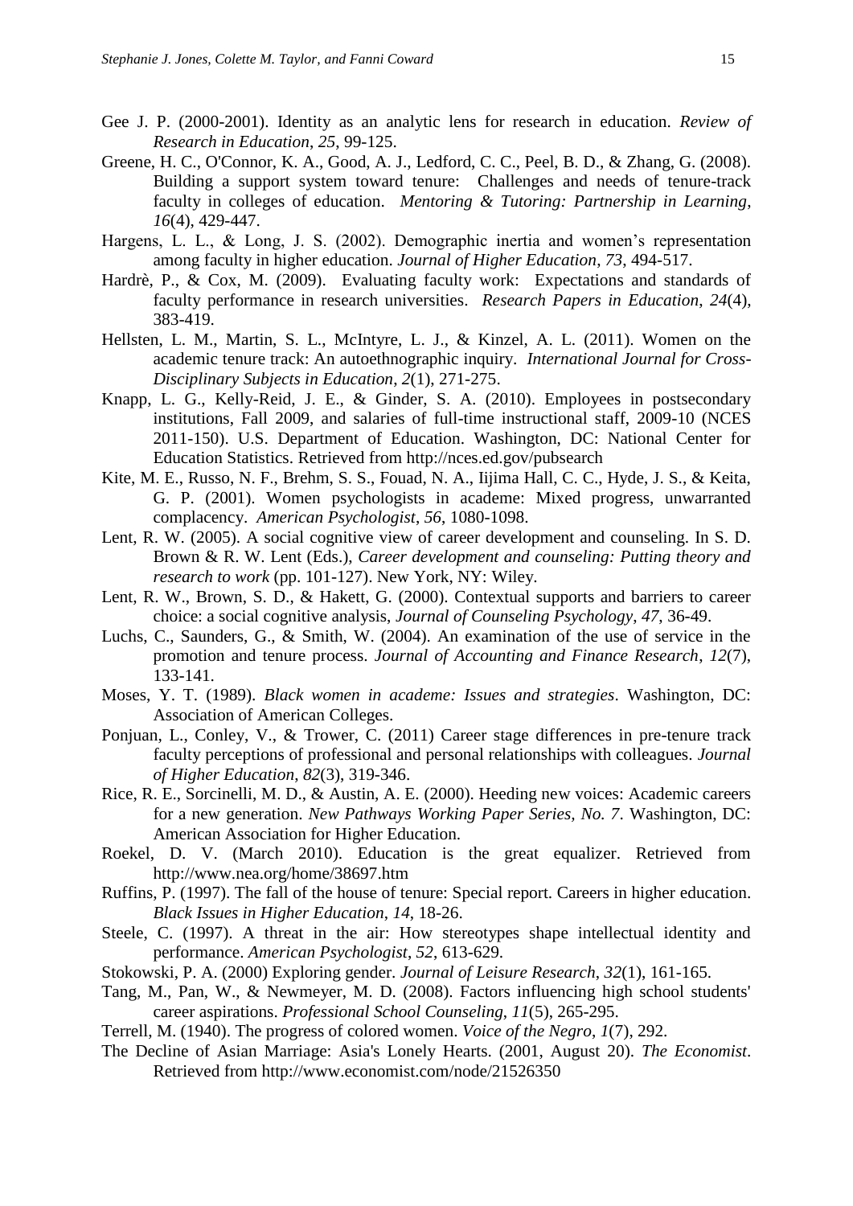Gee J. P. (2000-2001). Identity as an analytic lens for research in education. *Review of Research in Education*, *25*, 99-125.

Greene, H. C., O'Connor, K. A., Good, A. J., Ledford, C. C., Peel, B. D., & Zhang, G. (2008). Building a support system toward tenure: Challenges and needs of tenure-track faculty in colleges of education. *Mentoring & Tutoring: Partnership in Learning*, *16*(4), 429-447.

Hargens, L. L., & Long, J. S. (2002). Demographic inertia and women's representation among faculty in higher education. *Journal of Higher Education*, *73*, 494-517.

Hardrè, P., & Cox, M. (2009). Evaluating faculty work: Expectations and standards of faculty performance in research universities. *Research Papers in Education*, *24*(4), 383-419.

Hellsten, L. M., Martin, S. L., McIntyre, L. J., & Kinzel, A. L. (2011). Women on the academic tenure track: An autoethnographic inquiry. *International Journal for Cross-Disciplinary Subjects in Education*, *2*(1), 271-275.

Knapp, L. G., Kelly-Reid, J. E., & Ginder, S. A. (2010). Employees in postsecondary institutions, Fall 2009, and salaries of full-time instructional staff, 2009-10 (NCES 2011-150). U.S. Department of Education. Washington, DC: National Center for Education Statistics. Retrieved from http://nces.ed.gov/pubsearch

Kite, M. E., Russo, N. F., Brehm, S. S., Fouad, N. A., Iijima Hall, C. C., Hyde, J. S., & Keita, G. P. (2001). Women psychologists in academe: Mixed progress, unwarranted complacency. *American Psychologist*, *56*, 1080-1098.

Lent, R. W. (2005). A social cognitive view of career development and counseling. In S. D. Brown & R. W. Lent (Eds.), *Career development and counseling: Putting theory and research to work* (pp. 101-127). New York, NY: Wiley.

Lent, R. W., Brown, S. D., & Hakett, G. (2000). Contextual supports and barriers to career choice: a social cognitive analysis, *Journal of Counseling Psychology*, *47*, 36-49.

Luchs, C., Saunders, G., & Smith, W. (2004). An examination of the use of service in the promotion and tenure process. *Journal of Accounting and Finance Research*, *12*(7), 133-141.

Moses, Y. T. (1989). *Black women in academe: Issues and strategies*. Washington, DC: Association of American Colleges.

Ponjuan, L., Conley, V., & Trower, C. (2011) Career stage differences in pre-tenure track faculty perceptions of professional and personal relationships with colleagues. *Journal of Higher Education*, *82*(3), 319-346.

Rice, R. E., Sorcinelli, M. D., & Austin, A. E. (2000). Heeding new voices: Academic careers for a new generation. *New Pathways Working Paper Series, No. 7*. Washington, DC: American Association for Higher Education.

Roekel, D. V. (March 2010). Education is the great equalizer. Retrieved from http://www.nea.org/home/38697.htm

Ruffins, P. (1997). The fall of the house of tenure: Special report. Careers in higher education. *Black Issues in Higher Education*, *14*, 18-26.

Steele, C. (1997). A threat in the air: How stereotypes shape intellectual identity and performance. *American Psychologist*, *52*, 613-629.

Stokowski, P. A. (2000) Exploring gender. *Journal of Leisure Research*, *32*(1), 161-165.

Tang, M., Pan, W., & Newmeyer, M. D. (2008). Factors influencing high school students' career aspirations. *Professional School Counseling*, *11*(5), 265-295.

Terrell, M. (1940). The progress of colored women. *Voice of the Negro*, *1*(7), 292.

The Decline of Asian Marriage: Asia's Lonely Hearts. (2001, August 20). *The Economist*. Retrieved from http://www.economist.com/node/21526350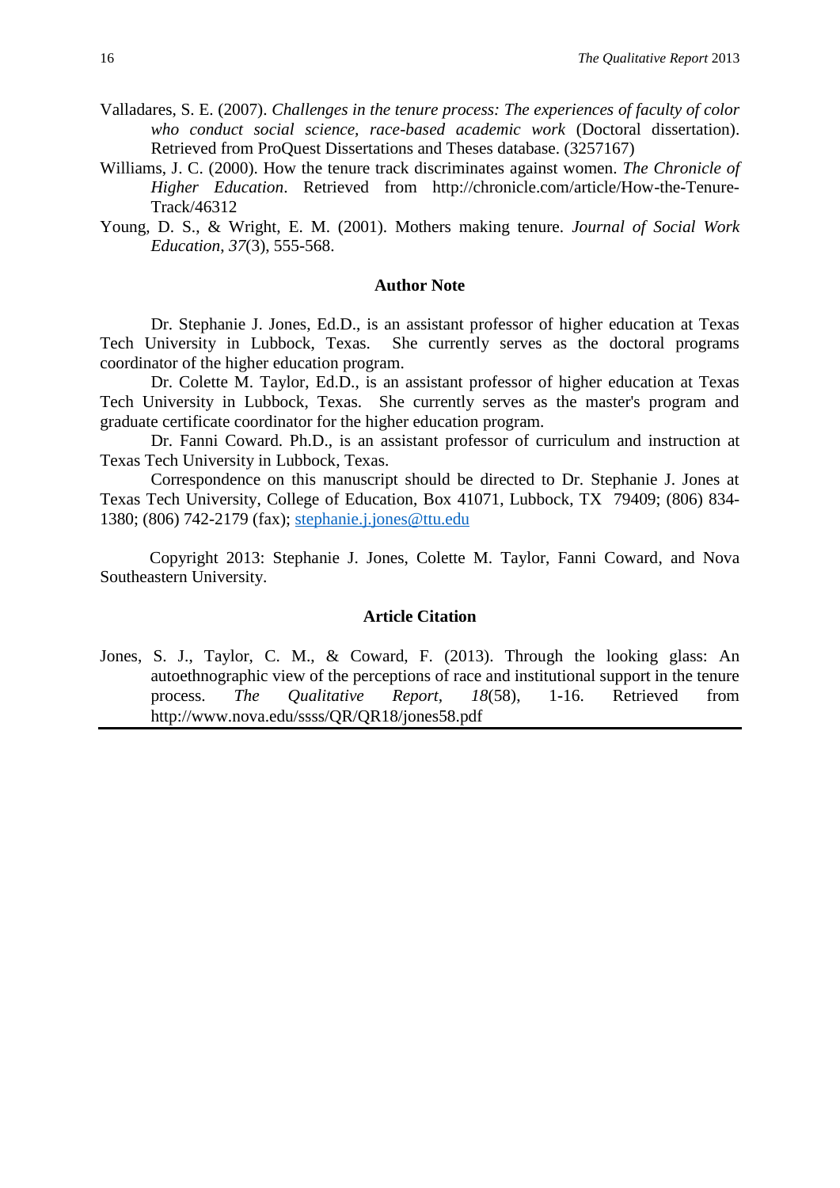Valladares, S. E. (2007). *Challenges in the tenure process: The experiences of faculty of color who conduct social science, race-based academic work* (Doctoral dissertation). Retrieved from ProQuest Dissertations and Theses database. (3257167)

Williams, J. C. (2000). How the tenure track discriminates against women. *The Chronicle of Higher Education*. Retrieved from http://chronicle.com/article/How-the-Tenure-Track/46312

Young, D. S., & Wright, E. M. (2001). Mothers making tenure. *Journal of Social Work Education, 37*(3), 555-568.

### Author Note

Dr. Stephanie J. Jones, Ed.D., is an assistant professor of higher education at Texas Tech University in Lubbock, Texas. She currently serves as the doctoral programs coordinator of the higher education program.

Dr. Colette M. Taylor, Ed.D., is an assistant professor of higher education at Texas Tech University in Lubbock, Texas. She currently serves as the master's program and graduate certificate coordinator for the higher education program.

Dr. Fanni Coward. Ph.D., is an assistant professor of curriculum and instruction at Texas Tech University in Lubbock, Texas.

Correspondence on this manuscript should be directed to Dr. Stephanie J. Jones at Texas Tech University, College of Education, Box 41071, Lubbock, TX 79409; (806) 834-1380; (806) 742-2179 (fax); stephanie.j.jones@ttu.edu

Copyright 2013: Stephanie J. Jones, Colette M. Taylor, Fanni Coward, and Nova Southeastern University.

### Article Citation

Jones, S. J., Taylor, C. M., & Coward, F. (2013). Through the looking glass: An autoethnographic view of the perceptions of race and institutional support in the tenure process. *The Qualitative Report, 18*(58), 1-16. Retrieved from http://www.nova.edu/ssss/QR/QR18/jones58.pdf